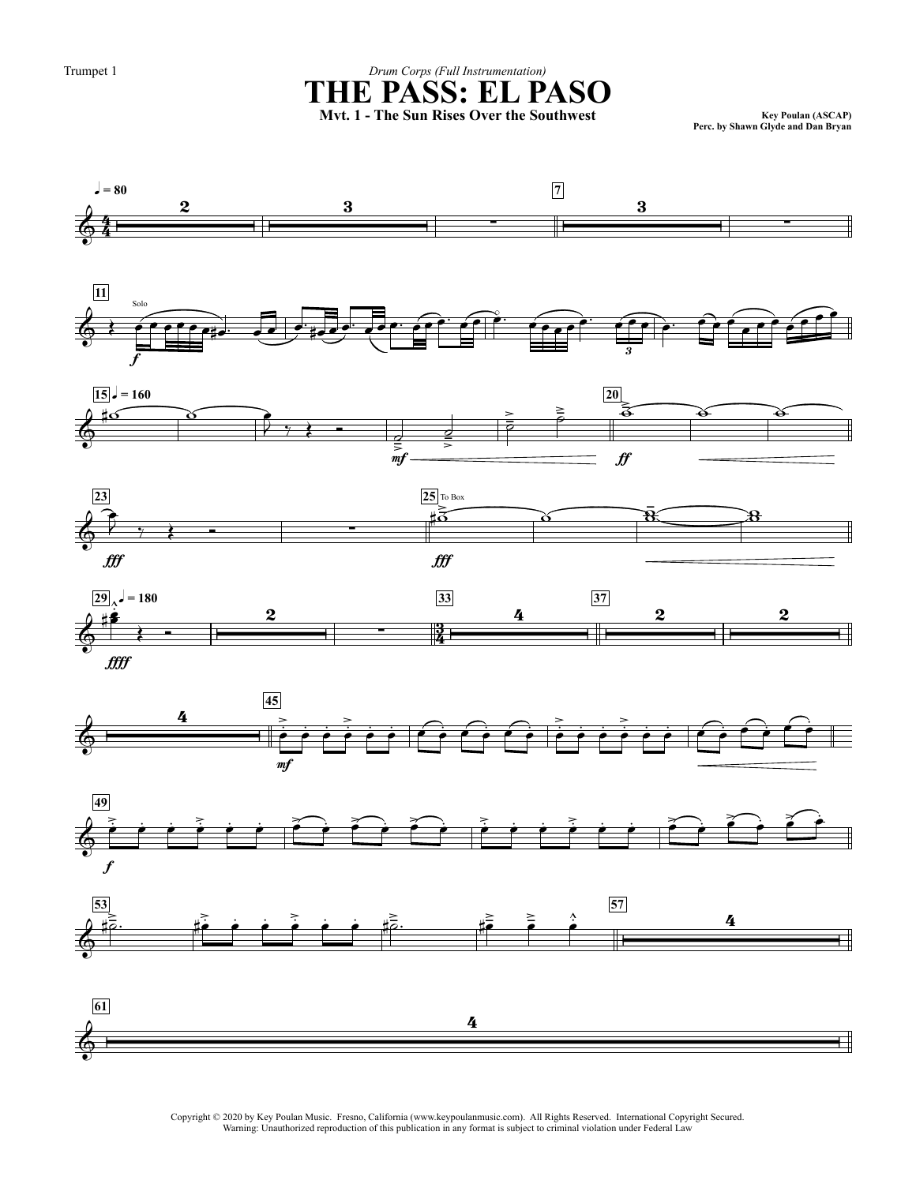Trumpet 1

*Drum Corps (Full Instrumentation)*

# THE PASS: EL PASO

**Mvt. 1 - The Sun Rises Over the Southwest**

**Key Poulan (ASCAP)**
**Perc. by Shawn Glyde and Dan Bryan**

Copyright © 2020 by Key Poulan Music. Fresno, California (www.keypoulanmusic.com). All Rights Reserved. International Copyright Secured.
Warning: Unauthorized reproduction of this publication in any format is subject to criminal violation under Federal Law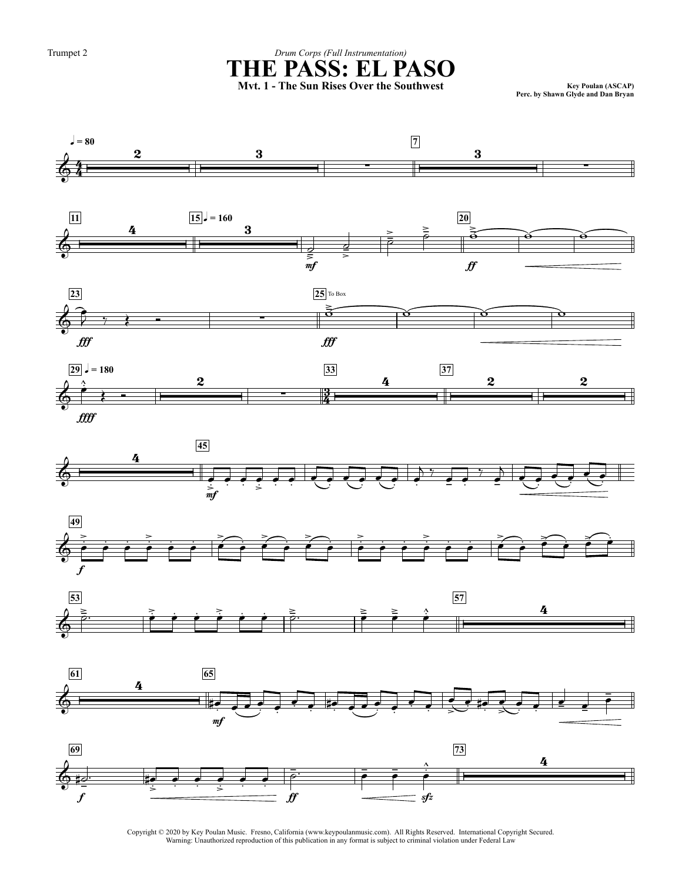Trumpet 2

*Drum Corps (Full Instrumentation)*

# THE PASS: EL PASO

### Mvt. 1 - The Sun Rises Over the Southwest

**Key Poulan (ASCAP)**
**Perc. by Shawn Glyde and Dan Bryan**

Copyright © 2020 by Key Poulan Music. Fresno, California (www.keypoulanmusic.com). All Rights Reserved. International Copyright Secured.
Warning: Unauthorized reproduction of this publication in any format is subject to criminal violation under Federal Law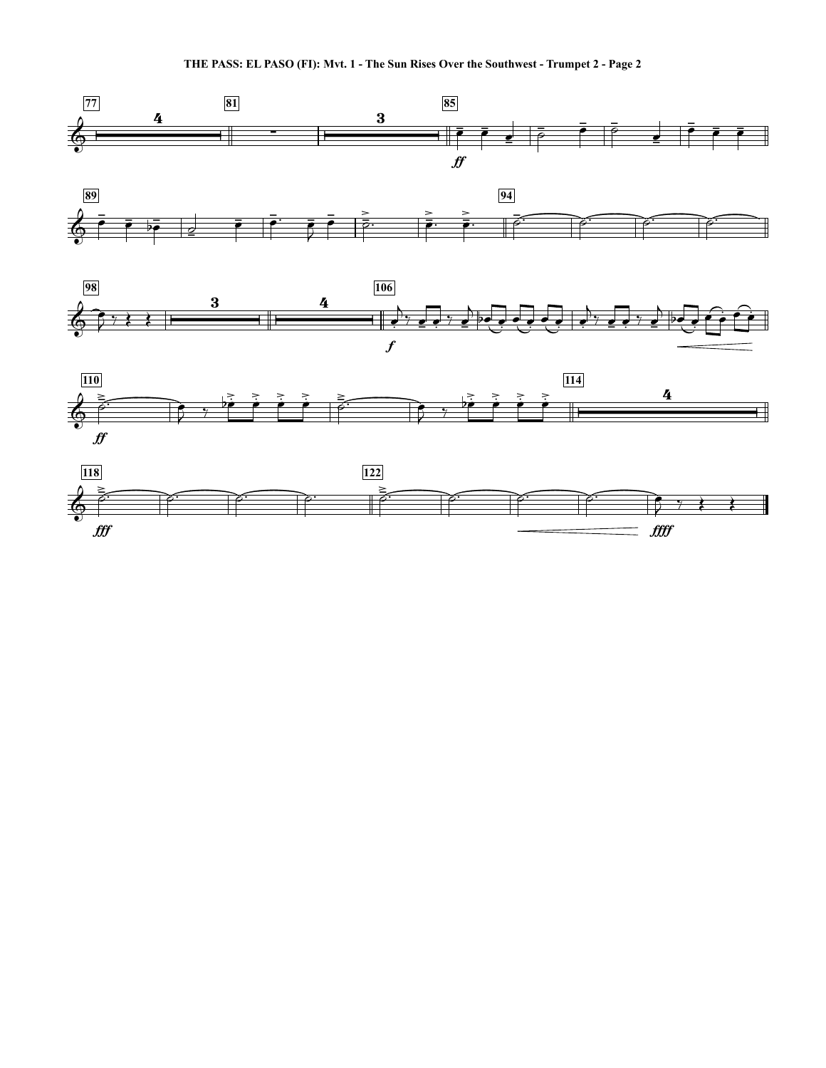THE PASS: EL PASO (FI): Mvt. 1 - The Sun Rises Over the Southwest - Trumpet 2 - Page 2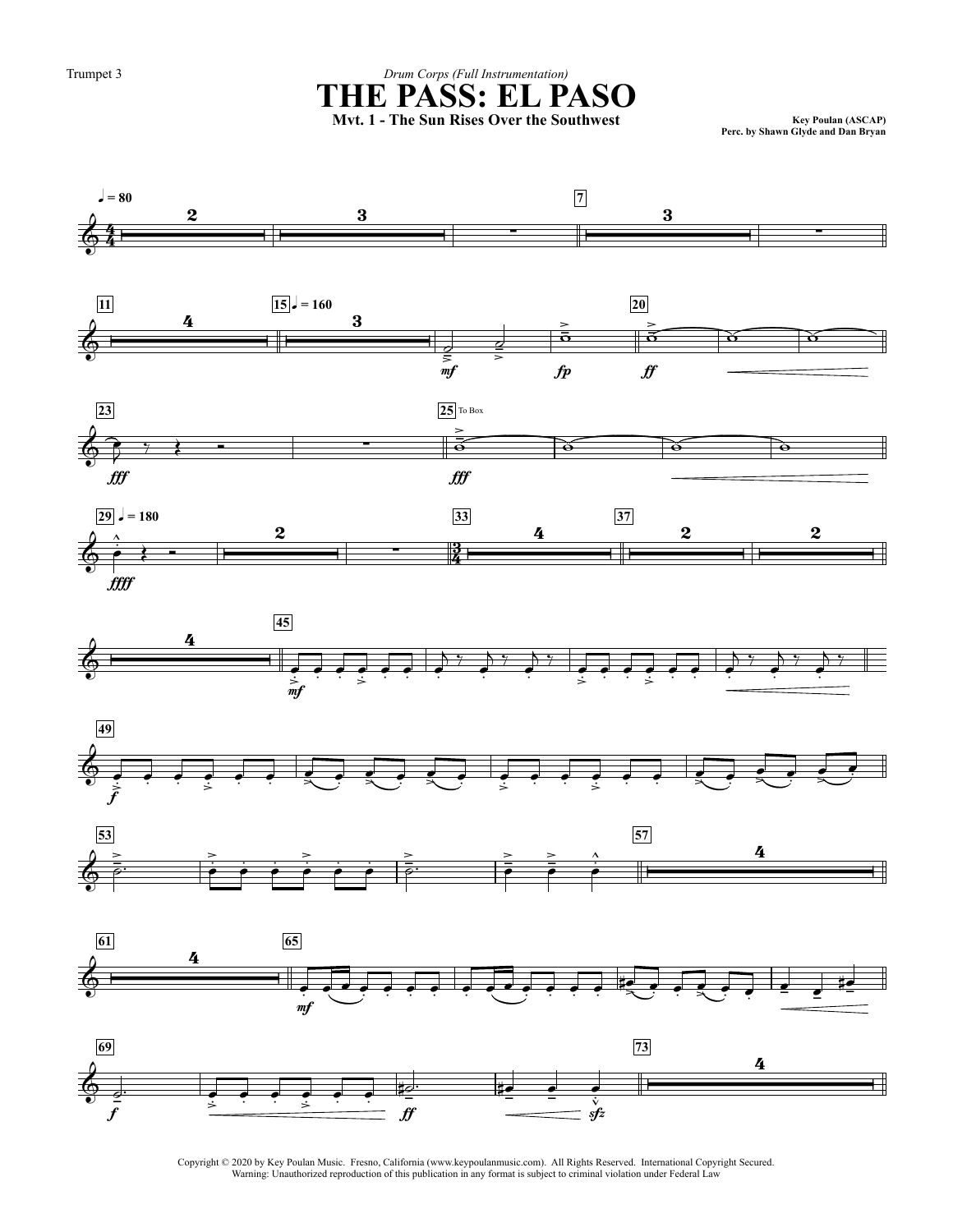Trumpet 3

*Drum Corps (Full Instrumentation)*

# THE PASS: EL PASO

**Mvt. 1 - The Sun Rises Over the Southwest**

**Key Poulan (ASCAP)**
**Perc. by Shawn Glyde and Dan Bryan**

Copyright © 2020 by Key Poulan Music. Fresno, California (www.keypoulanmusic.com). All Rights Reserved. International Copyright Secured.
Warning: Unauthorized reproduction of this publication in any format is subject to criminal violation under Federal Law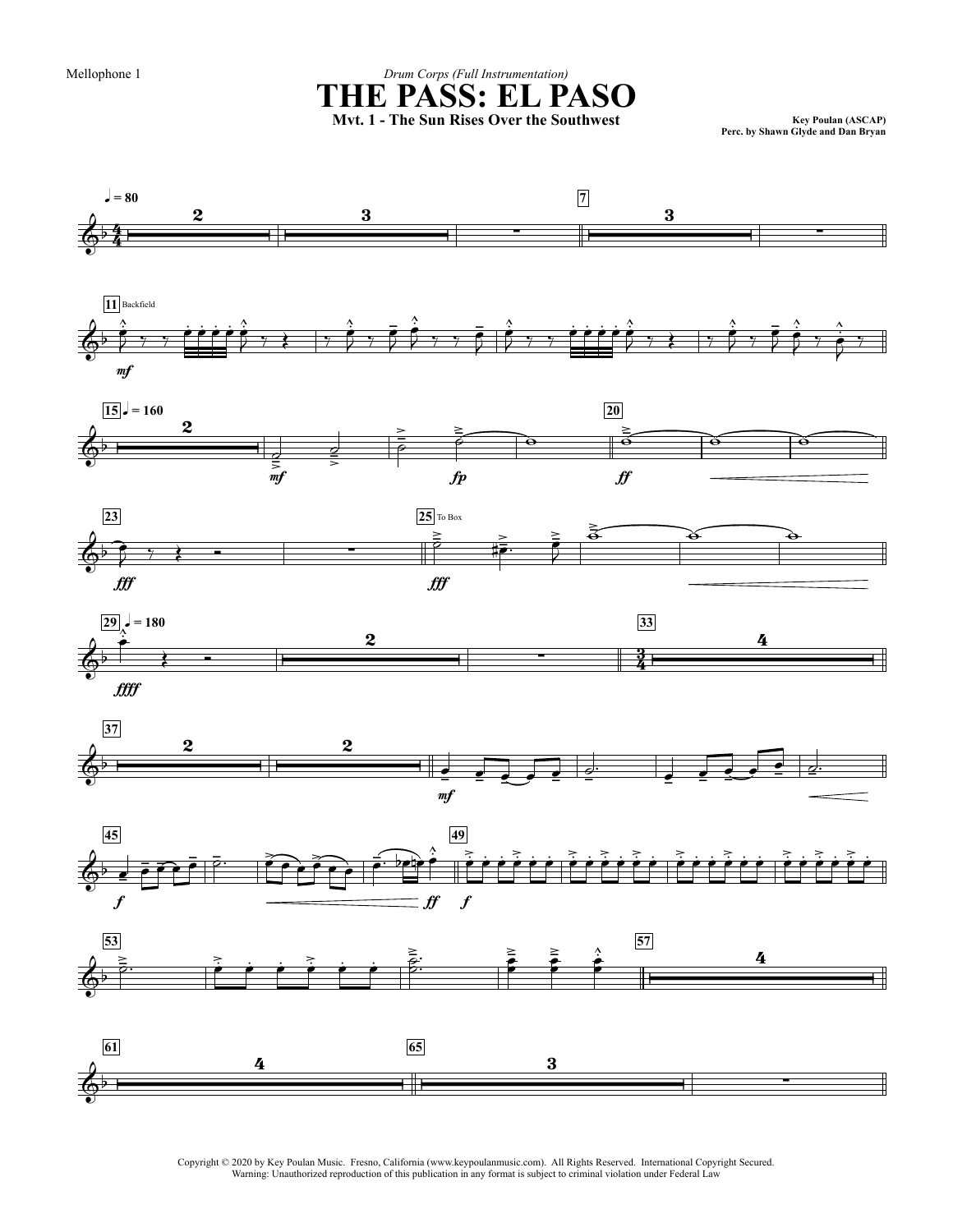Mellophone 1

*Drum Corps (Full Instrumentation)*

# THE PASS: EL PASO

**Mvt. 1 - The Sun Rises Over the Southwest**

**Key Poulan (ASCAP)**
**Perc. by Shawn Glyde and Dan Bryan**

Copyright © 2020 by Key Poulan Music. Fresno, California (www.keypoulanmusic.com). All Rights Reserved. International Copyright Secured.
Warning: Unauthorized reproduction of this publication in any format is subject to criminal violation under Federal Law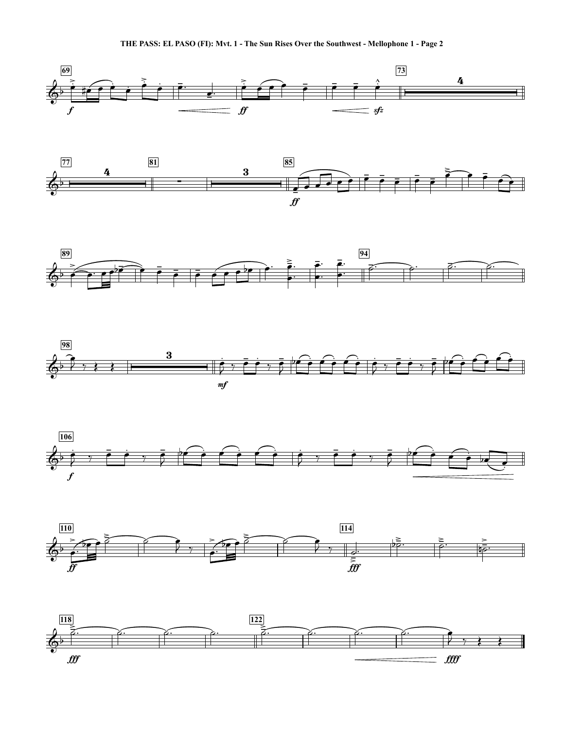**THE PASS: EL PASO (FI): Mvt. 1 - The Sun Rises Over the Southwest - Mellophone 1 - Page 2**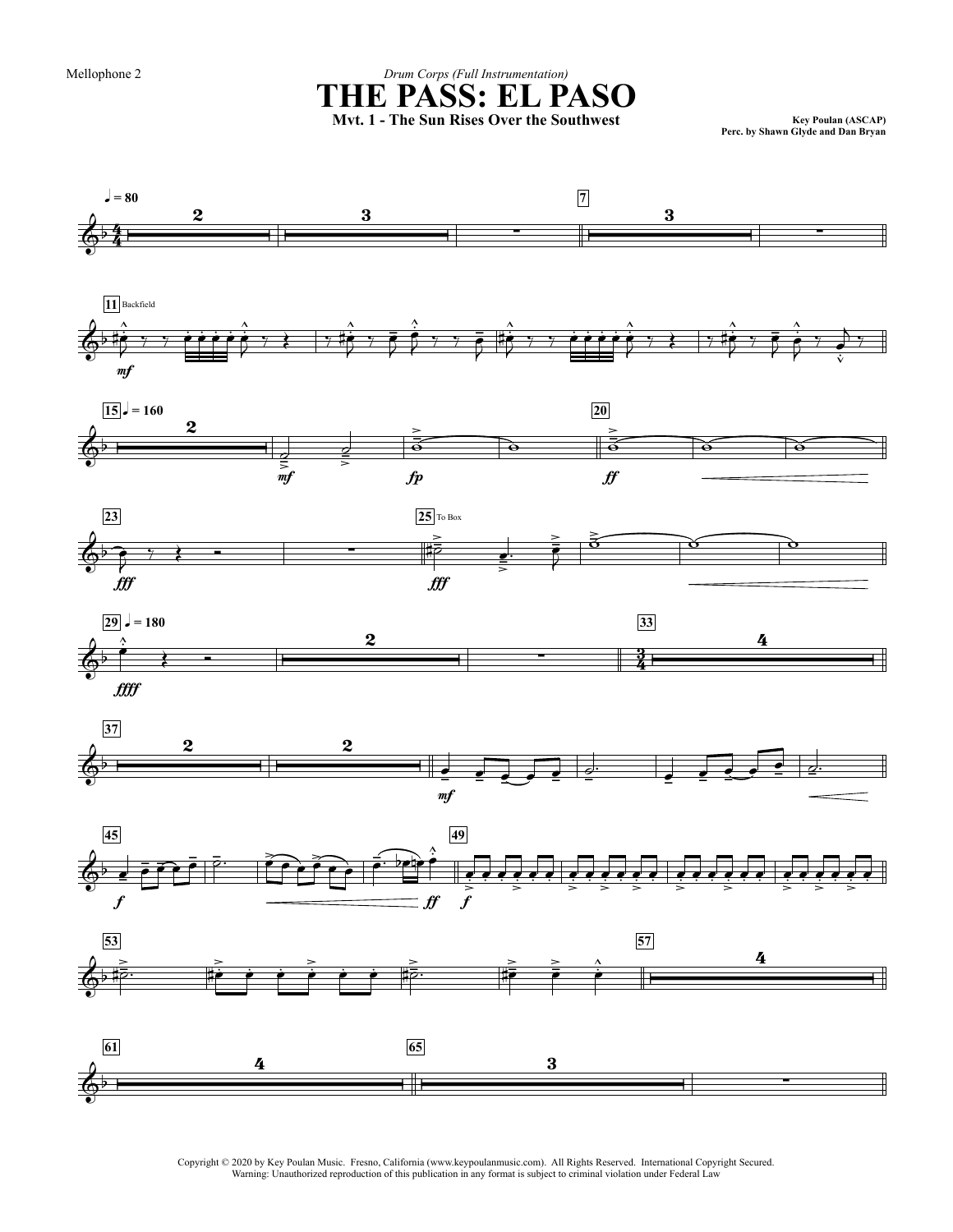Mellophone 2

*Drum Corps (Full Instrumentation)*

# THE PASS: EL PASO

**Mvt. 1 - The Sun Rises Over the Southwest**

**Key Poulan (ASCAP)**
**Perc. by Shawn Glyde and Dan Bryan**

Copyright © 2020 by Key Poulan Music. Fresno, California (www.keypoulanmusic.com). All Rights Reserved. International Copyright Secured.
Warning: Unauthorized reproduction of this publication in any format is subject to criminal violation under Federal Law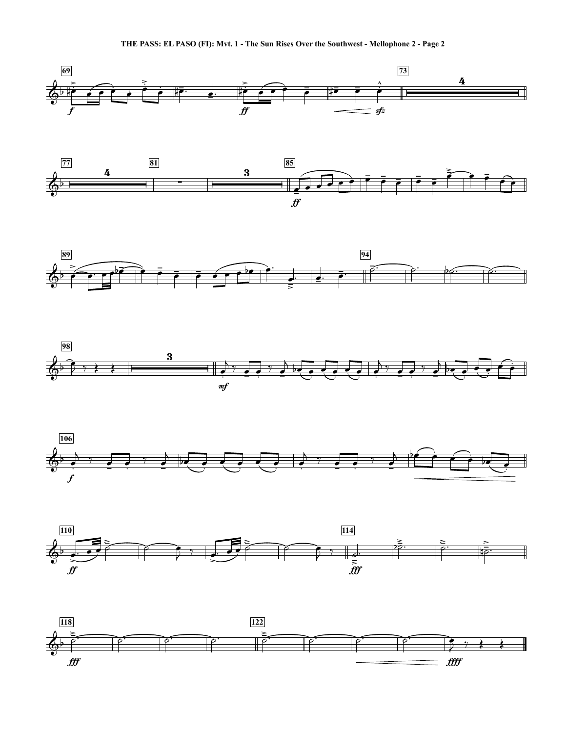THE PASS: EL PASO (FI): Mvt. 1 - The Sun Rises Over the Southwest - Mellophone 2 - Page 2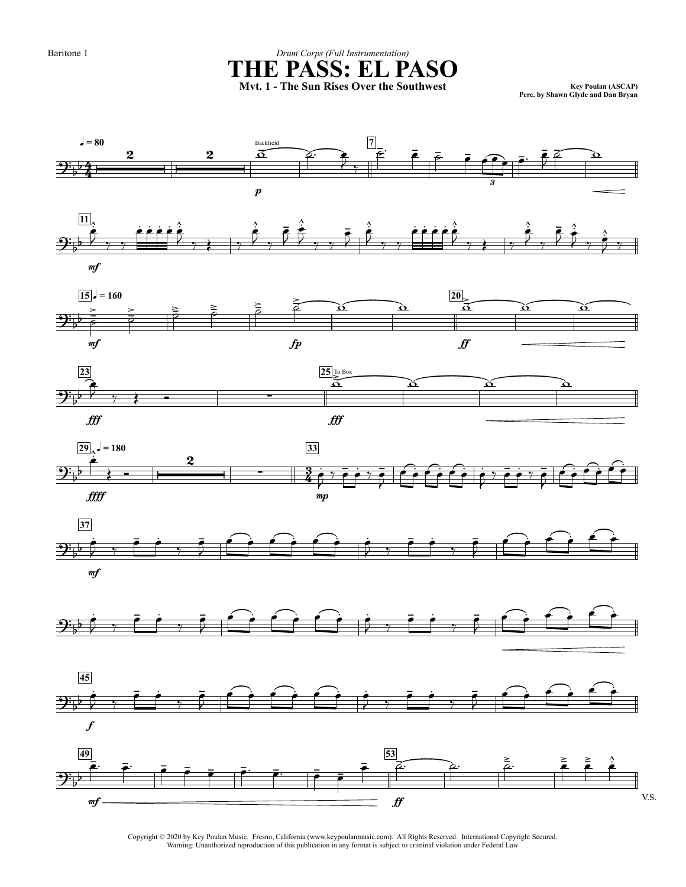Baritone 1

*Drum Corps (Full Instrumentation)*

# THE PASS: EL PASO

**Mvt. 1 - The Sun Rises Over the Southwest**

**Key Poulan (ASCAP)**
**Perc. by Shawn Glyde and Dan Bryan**

V.S.

Copyright © 2020 by Key Poulan Music. Fresno, California (www.keypoulanmusic.com). All Rights Reserved. International Copyright Secured.
Warning: Unauthorized reproduction of this publication in any format is subject to criminal violation under Federal Law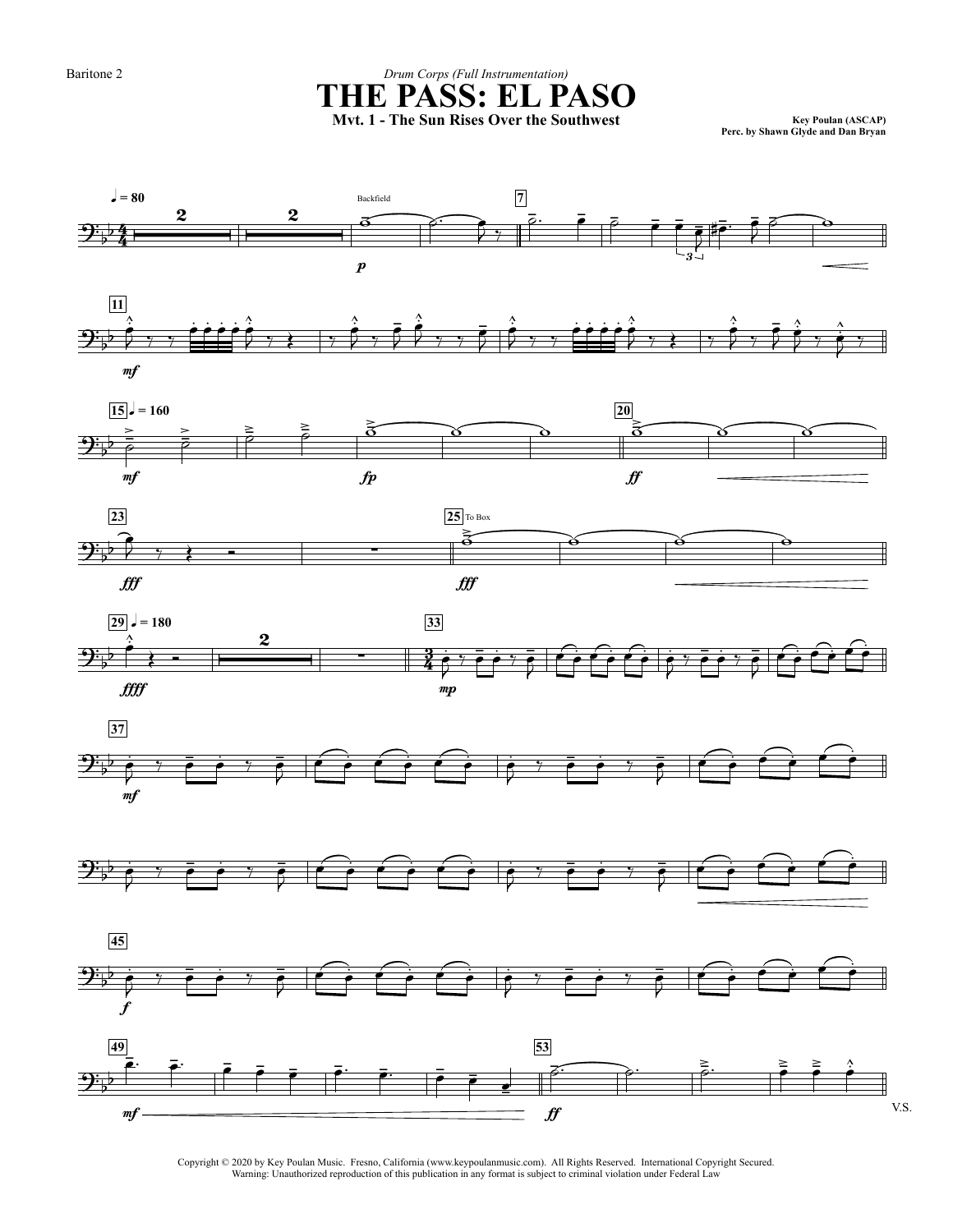Baritone 2

*Drum Corps (Full Instrumentation)*

# THE PASS: EL PASO

**Mvt. 1 - The Sun Rises Over the Southwest**

**Key Poulan (ASCAP)**
**Perc. by Shawn Glyde and Dan Bryan**

V.S.

Copyright © 2020 by Key Poulan Music. Fresno, California (www.keypoulanmusic.com). All Rights Reserved. International Copyright Secured.
Warning: Unauthorized reproduction of this publication in any format is subject to criminal violation under Federal Law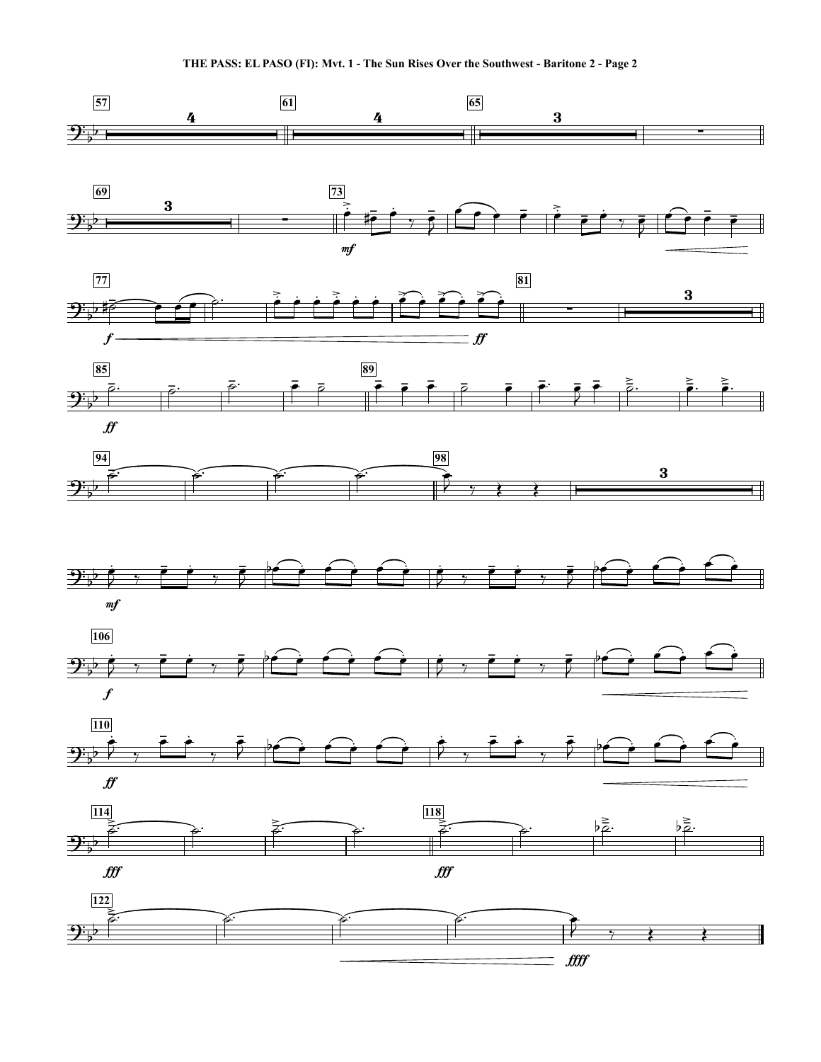**THE PASS: EL PASO (FI): Mvt. 1 - The Sun Rises Over the Southwest - Baritone 2 - Page 2**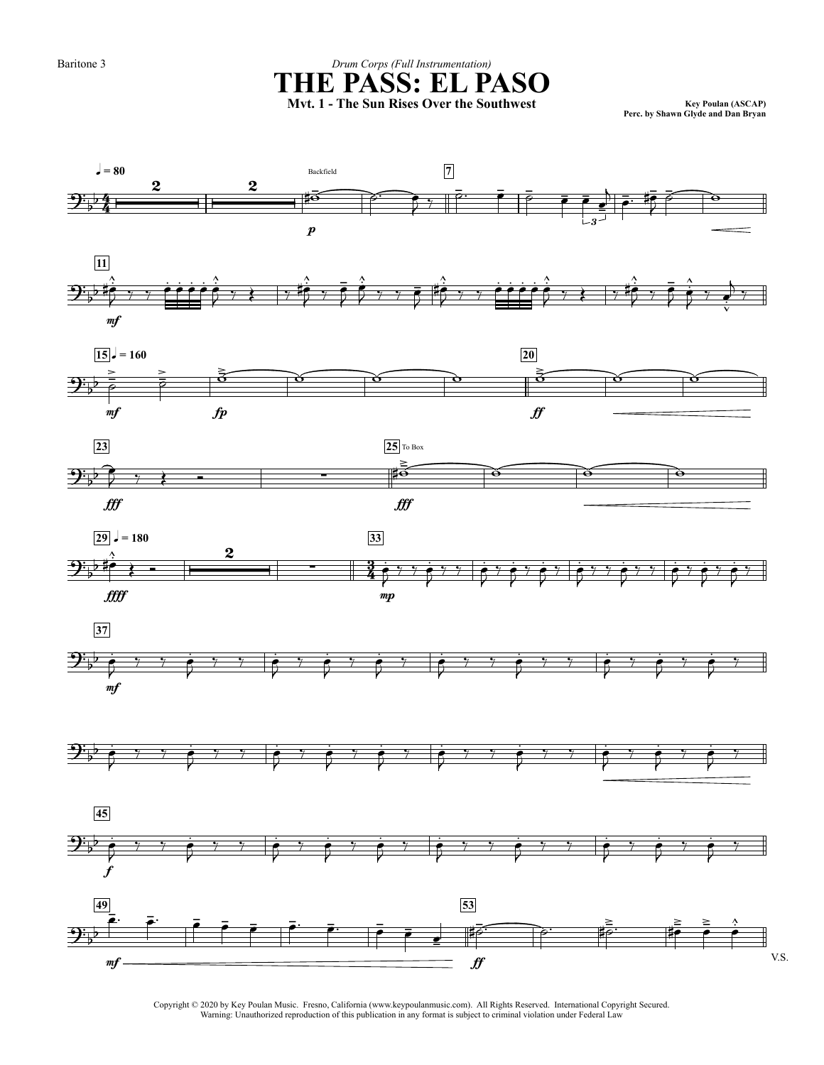Baritone 3

*Drum Corps (Full Instrumentation)*

# THE PASS: EL PASO

### Mvt. 1 - The Sun Rises Over the Southwest

Key Poulan (ASCAP)
Perc. by Shawn Glyde and Dan Bryan

V.S.

Copyright © 2020 by Key Poulan Music. Fresno, California (www.keypoulanmusic.com). All Rights Reserved. International Copyright Secured.
Warning: Unauthorized reproduction of this publication in any format is subject to criminal violation under Federal Law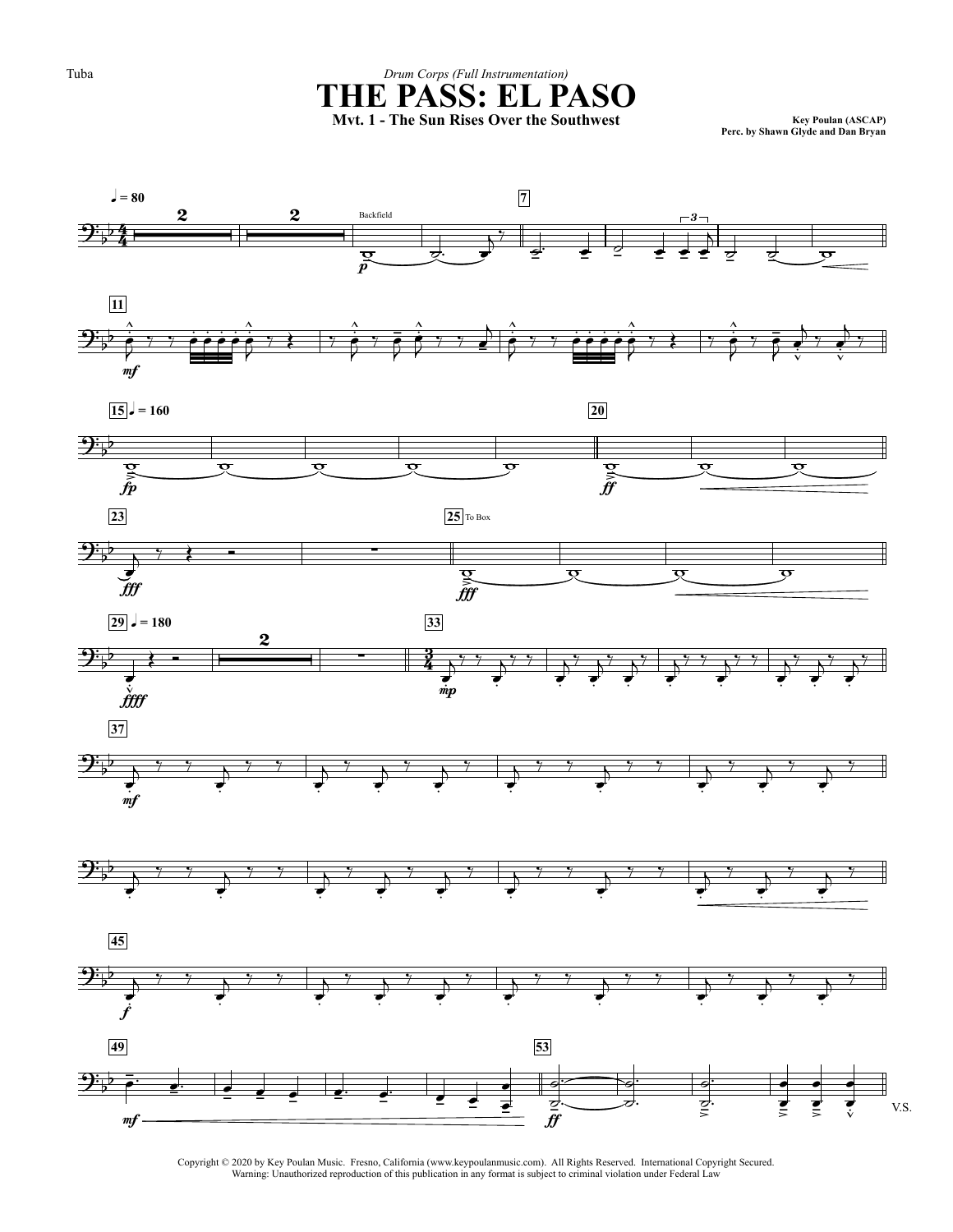Tuba

*Drum Corps (Full Instrumentation)*

# THE PASS: EL PASO

**Mvt. 1 - The Sun Rises Over the Southwest**

**Key Poulan (ASCAP)**
**Perc. by Shawn Glyde and Dan Bryan**

Copyright © 2020 by Key Poulan Music. Fresno, California (www.keypoulanmusic.com). All Rights Reserved. International Copyright Secured.
Warning: Unauthorized reproduction of this publication in any format is subject to criminal violation under Federal Law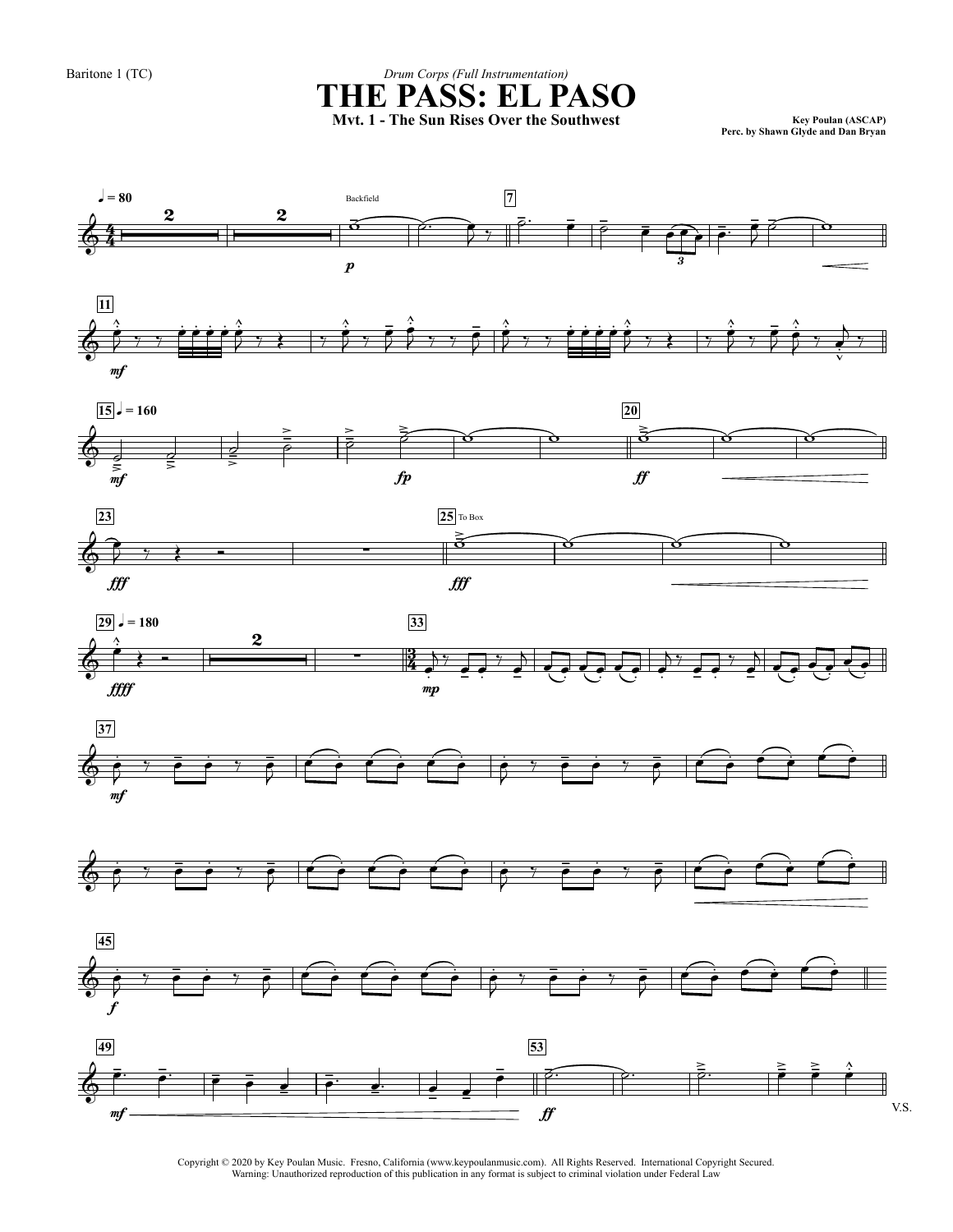Baritone 1 (TC)

*Drum Corps (Full Instrumentation)*

# THE PASS: EL PASO

### Mvt. 1 - The Sun Rises Over the Southwest

**Key Poulan (ASCAP)**
**Perc. by Shawn Glyde and Dan Bryan**

V.S.

Copyright © 2020 by Key Poulan Music. Fresno, California (www.keypoulanmusic.com). All Rights Reserved. International Copyright Secured.
Warning: Unauthorized reproduction of this publication in any format is subject to criminal violation under Federal Law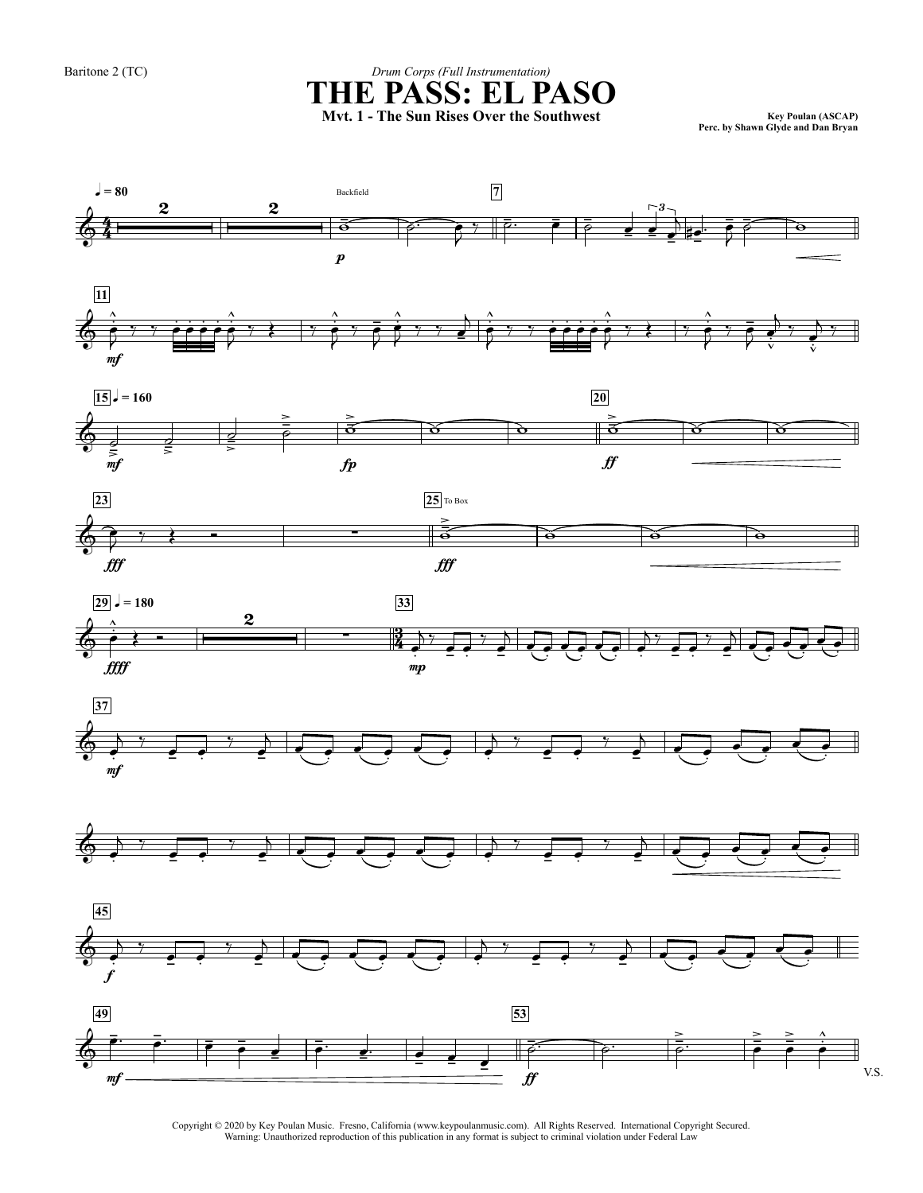Baritone 2 (TC)

*Drum Corps (Full Instrumentation)*

# THE PASS: EL PASO

**Mvt. 1 - The Sun Rises Over the Southwest**

**Key Poulan (ASCAP)**
**Perc. by Shawn Glyde and Dan Bryan**

Copyright © 2020 by Key Poulan Music. Fresno, California (www.keypoulanmusic.com). All Rights Reserved. International Copyright Secured.
Warning: Unauthorized reproduction of this publication in any format is subject to criminal violation under Federal Law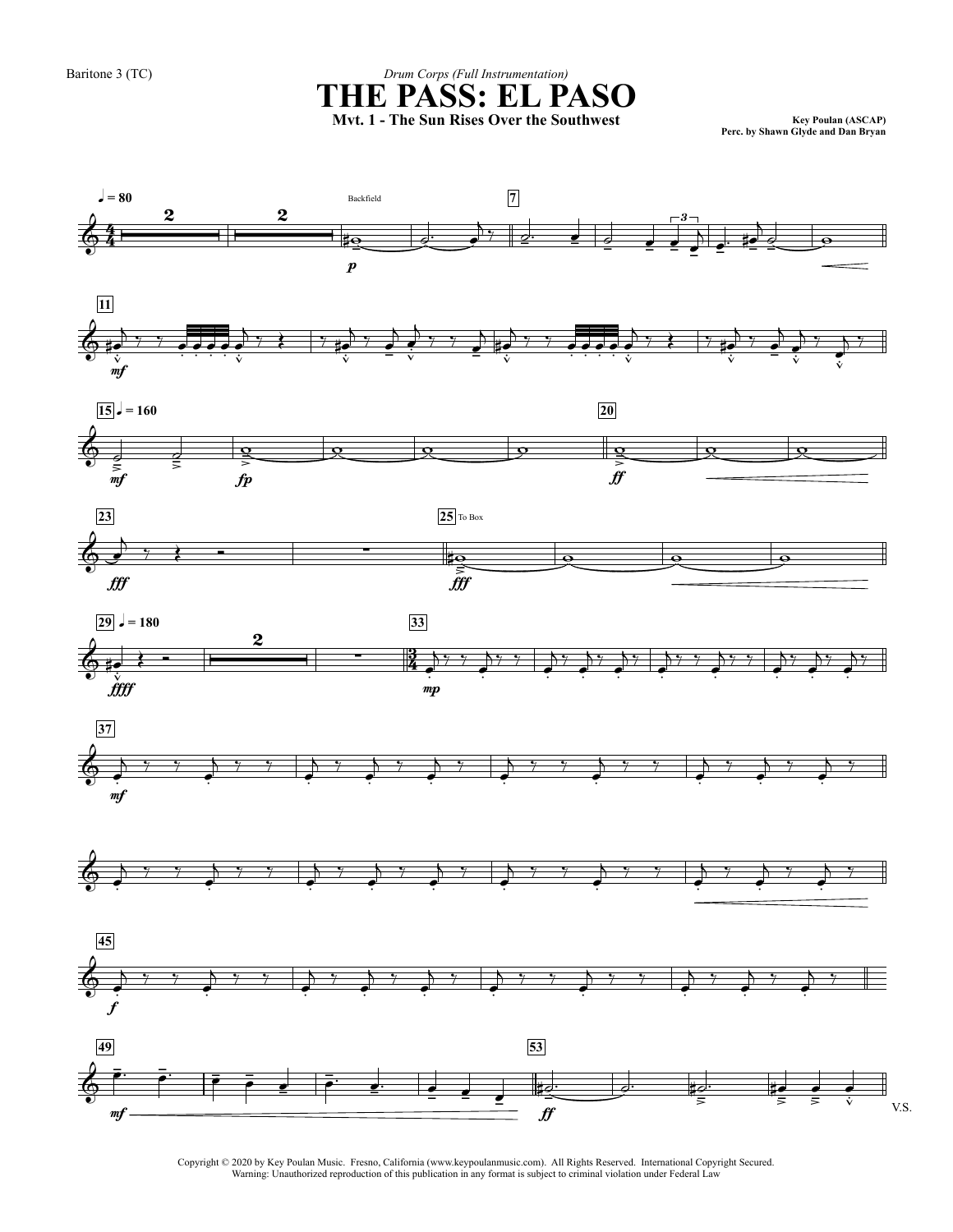Baritone 3 (TC)

*Drum Corps (Full Instrumentation)*

# THE PASS: EL PASO

**Mvt. 1 - The Sun Rises Over the Southwest**

Key Poulan (ASCAP)
Perc. by Shawn Glyde and Dan Bryan

Copyright © 2020 by Key Poulan Music. Fresno, California (www.keypoulanmusic.com). All Rights Reserved. International Copyright Secured.
Warning: Unauthorized reproduction of this publication in any format is subject to criminal violation under Federal Law